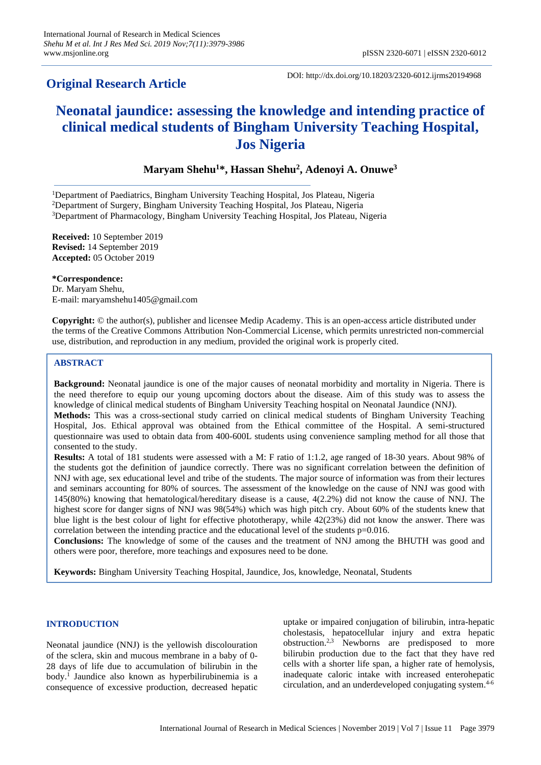**Original Research Article**

DOI: http://dx.doi.org/10.18203/2320-6012.ijrms20194968

# Neonatal jaundice: assessing the knowledge and intending practice of clinical medical students of Bingham University Teaching Hospital, Jos Nigeria

**Maryam Shehu[1]\*, Hassan Shehu[2], Adenoyi A. Onuwe[3]**

[1]Department of Paediatrics, Bingham University Teaching Hospital, Jos Plateau, Nigeria
[2]Department of Surgery, Bingham University Teaching Hospital, Jos Plateau, Nigeria
[3]Department of Pharmacology, Bingham University Teaching Hospital, Jos Plateau, Nigeria

**Received:** 10 September 2019
**Revised:** 14 September 2019
**Accepted:** 05 October 2019

**\*Correspondence:**
Dr. Maryam Shehu,
E-mail: maryamshehu1405@gmail.com

**Copyright:** © the author(s), publisher and licensee Medip Academy. This is an open-access article distributed under the terms of the Creative Commons Attribution Non-Commercial License, which permits unrestricted non-commercial use, distribution, and reproduction in any medium, provided the original work is properly cited.

## ABSTRACT

**Background:** Neonatal jaundice is one of the major causes of neonatal morbidity and mortality in Nigeria. There is the need therefore to equip our young upcoming doctors about the disease. Aim of this study was to assess the knowledge of clinical medical students of Bingham University Teaching hospital on Neonatal Jaundice (NNJ).

**Methods:** This was a cross-sectional study carried on clinical medical students of Bingham University Teaching Hospital, Jos. Ethical approval was obtained from the Ethical committee of the Hospital. A semi-structured questionnaire was used to obtain data from 400-600L students using convenience sampling method for all those that consented to the study.

**Results:** A total of 181 students were assessed with a M: F ratio of 1:1.2, age ranged of 18-30 years. About 98% of the students got the definition of jaundice correctly. There was no significant correlation between the definition of NNJ with age, sex educational level and tribe of the students. The major source of information was from their lectures and seminars accounting for 80% of sources. The assessment of the knowledge on the cause of NNJ was good with 145(80%) knowing that hematological/hereditary disease is a cause, 4(2.2%) did not know the cause of NNJ. The highest score for danger signs of NNJ was 98(54%) which was high pitch cry. About 60% of the students knew that blue light is the best colour of light for effective phototherapy, while 42(23%) did not know the answer. There was correlation between the intending practice and the educational level of the students p=0.016.

**Conclusions:** The knowledge of some of the causes and the treatment of NNJ among the BHUTH was good and others were poor, therefore, more teachings and exposures need to be done.

**Keywords:** Bingham University Teaching Hospital, Jaundice, Jos, knowledge, Neonatal, Students

## INTRODUCTION

Neonatal jaundice (NNJ) is the yellowish discolouration of the sclera, skin and mucous membrane in a baby of 0-28 days of life due to accumulation of bilirubin in the body.[1] Jaundice also known as hyperbilirubinemia is a consequence of excessive production, decreased hepatic uptake or impaired conjugation of bilirubin, intra-hepatic cholestasis, hepatocellular injury and extra hepatic obstruction.[2,3] Newborns are predisposed to more bilirubin production due to the fact that they have red cells with a shorter life span, a higher rate of hemolysis, inadequate caloric intake with increased enterohepatic circulation, and an underdeveloped conjugating system.[4-6]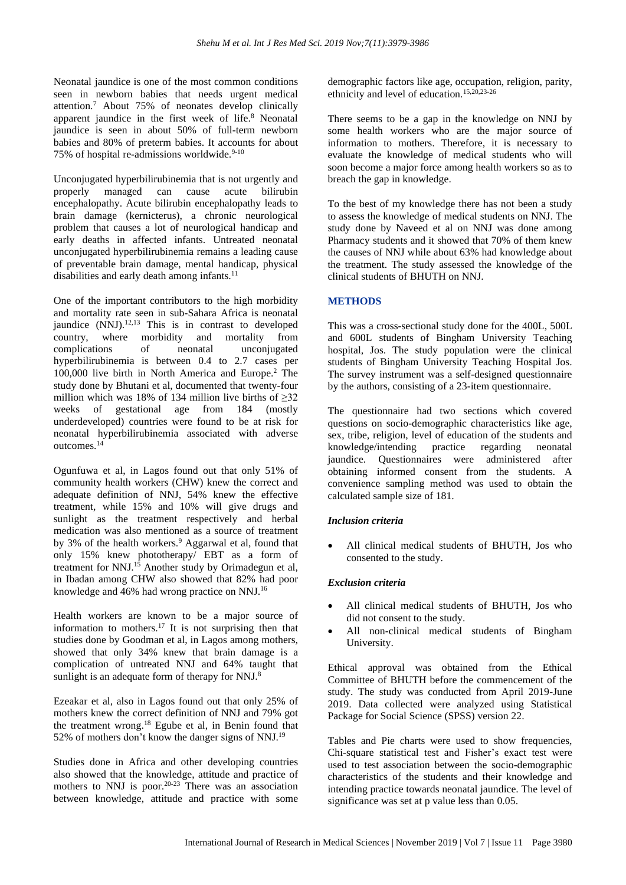Neonatal jaundice is one of the most common conditions seen in newborn babies that needs urgent medical attention.[7] About 75% of neonates develop clinically apparent jaundice in the first week of life.[8] Neonatal jaundice is seen in about 50% of full-term newborn babies and 80% of preterm babies. It accounts for about 75% of hospital re-admissions worldwide.[9-10]

Unconjugated hyperbilirubinemia that is not urgently and properly managed can cause acute bilirubin encephalopathy. Acute bilirubin encephalopathy leads to brain damage (kernicterus), a chronic neurological problem that causes a lot of neurological handicap and early deaths in affected infants. Untreated neonatal unconjugated hyperbilirubinemia remains a leading cause of preventable brain damage, mental handicap, physical disabilities and early death among infants.[11]

One of the important contributors to the high morbidity and mortality rate seen in sub-Sahara Africa is neonatal jaundice (NNJ).[12,13] This is in contrast to developed country, where morbidity and mortality from complications of neonatal unconjugated hyperbilirubinemia is between 0.4 to 2.7 cases per 100,000 live birth in North America and Europe.[2] The study done by Bhutani et al, documented that twenty-four million which was 18% of 134 million live births of $\geq$32 weeks of gestational age from 184 (mostly underdeveloped) countries were found to be at risk for neonatal hyperbilirubinemia associated with adverse outcomes.[14]

Ogunfuwa et al, in Lagos found out that only 51% of community health workers (CHW) knew the correct and adequate definition of NNJ, 54% knew the effective treatment, while 15% and 10% will give drugs and sunlight as the treatment respectively and herbal medication was also mentioned as a source of treatment by 3% of the health workers.[9] Aggarwal et al, found that only 15% knew phototherapy/ EBT as a form of treatment for NNJ.[15] Another study by Orimadegun et al, in Ibadan among CHW also showed that 82% had poor knowledge and 46% had wrong practice on NNJ.[16]

Health workers are known to be a major source of information to mothers.[17] It is not surprising then that studies done by Goodman et al, in Lagos among mothers, showed that only 34% knew that brain damage is a complication of untreated NNJ and 64% taught that sunlight is an adequate form of therapy for NNJ.[8]

Ezeakar et al, also in Lagos found out that only 25% of mothers knew the correct definition of NNJ and 79% got the treatment wrong.[18] Egube et al, in Benin found that 52% of mothers don't know the danger signs of NNJ.[19]

Studies done in Africa and other developing countries also showed that the knowledge, attitude and practice of mothers to NNJ is poor.[20-23] There was an association between knowledge, attitude and practice with some demographic factors like age, occupation, religion, parity, ethnicity and level of education.[15,20,23-26]

There seems to be a gap in the knowledge on NNJ by some health workers who are the major source of information to mothers. Therefore, it is necessary to evaluate the knowledge of medical students who will soon become a major force among health workers so as to breach the gap in knowledge.

To the best of my knowledge there has not been a study to assess the knowledge of medical students on NNJ. The study done by Naveed et al on NNJ was done among Pharmacy students and it showed that 70% of them knew the causes of NNJ while about 63% had knowledge about the treatment. The study assessed the knowledge of the clinical students of BHUTH on NNJ.

## METHODS

This was a cross-sectional study done for the 400L, 500L and 600L students of Bingham University Teaching hospital, Jos. The study population were the clinical students of Bingham University Teaching Hospital Jos. The survey instrument was a self-designed questionnaire by the authors, consisting of a 23-item questionnaire.

The questionnaire had two sections which covered questions on socio-demographic characteristics like age, sex, tribe, religion, level of education of the students and knowledge/intending practice regarding neonatal jaundice. Questionnaires were administered after obtaining informed consent from the students. A convenience sampling method was used to obtain the calculated sample size of 181.

### *Inclusion criteria*

- All clinical medical students of BHUTH, Jos who consented to the study.

### *Exclusion criteria*

- All clinical medical students of BHUTH, Jos who did not consent to the study.
- All non-clinical medical students of Bingham University.

Ethical approval was obtained from the Ethical Committee of BHUTH before the commencement of the study. The study was conducted from April 2019-June 2019. Data collected were analyzed using Statistical Package for Social Science (SPSS) version 22.

Tables and Pie charts were used to show frequencies, Chi-square statistical test and Fisher's exact test were used to test association between the socio-demographic characteristics of the students and their knowledge and intending practice towards neonatal jaundice. The level of significance was set at p value less than 0.05.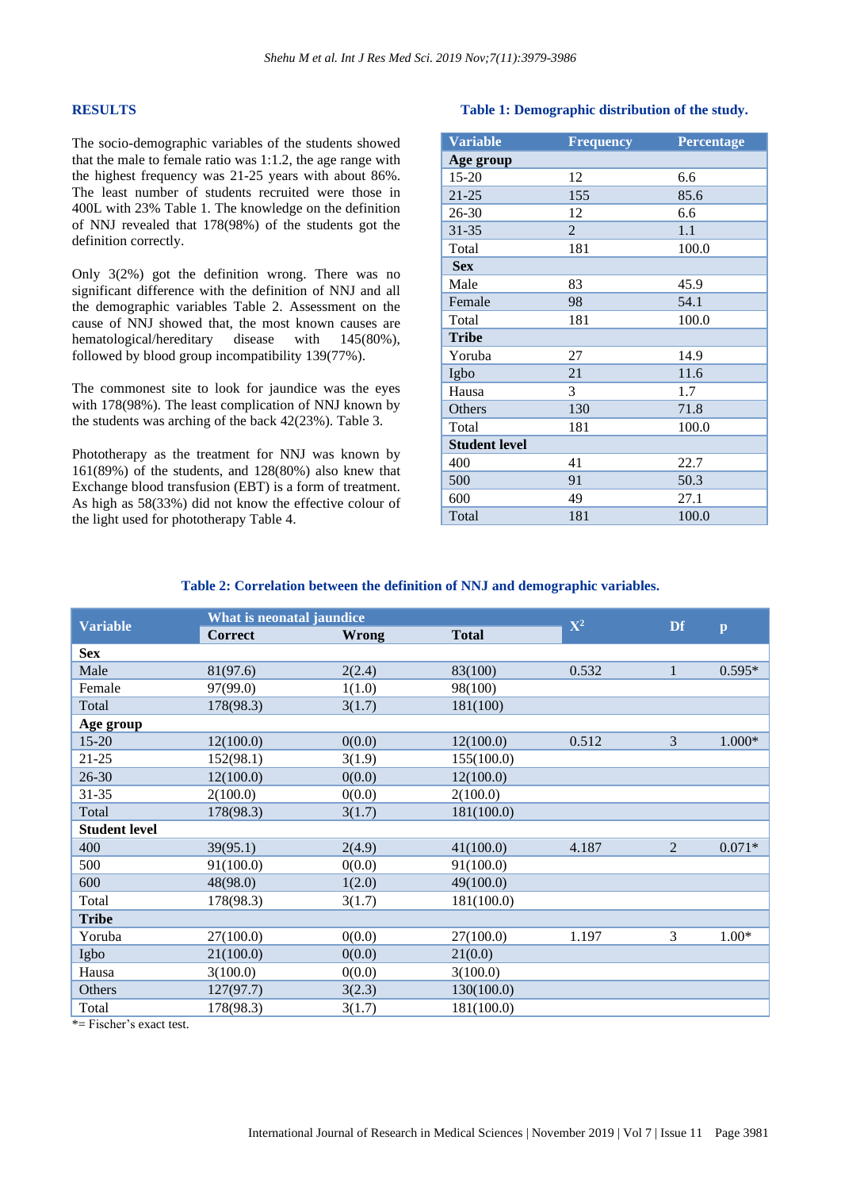## RESULTS

The socio-demographic variables of the students showed that the male to female ratio was 1:1.2, the age range with the highest frequency was 21-25 years with about 86%. The least number of students recruited were those in 400L with 23% Table 1. The knowledge on the definition of NNJ revealed that 178(98%) of the students got the definition correctly.

Only 3(2%) got the definition wrong. There was no significant difference with the definition of NNJ and all the demographic variables Table 2. Assessment on the cause of NNJ showed that, the most known causes are hematological/hereditary disease with 145(80%), followed by blood group incompatibility 139(77%).

The commonest site to look for jaundice was the eyes with 178(98%). The least complication of NNJ known by the students was arching of the back 42(23%). Table 3.

Phototherapy as the treatment for NNJ was known by 161(89%) of the students, and 128(80%) also knew that Exchange blood transfusion (EBT) is a form of treatment. As high as 58(33%) did not know the effective colour of the light used for phototherapy Table 4.

**Table 1: Demographic distribution of the study.**

| Variable | Frequency | Percentage |
|---|---|---|
| **Age group** | | |
| 15-20 | 12 | 6.6 |
| 21-25 | 155 | 85.6 |
| 26-30 | 12 | 6.6 |
| 31-35 | 2 | 1.1 |
| Total | 181 | 100.0 |
| **Sex** | | |
| Male | 83 | 45.9 |
| Female | 98 | 54.1 |
| Total | 181 | 100.0 |
| **Tribe** | | |
| Yoruba | 27 | 14.9 |
| Igbo | 21 | 11.6 |
| Hausa | 3 | 1.7 |
| Others | 130 | 71.8 |
| Total | 181 | 100.0 |
| **Student level** | | |
| 400 | 41 | 22.7 |
| 500 | 91 | 50.3 |
| 600 | 49 | 27.1 |
| Total | 181 | 100.0 |

**Table 2: Correlation between the definition of NNJ and demographic variables.**

| Variable | What is neonatal jaundice | | | $X^2$ | Df | p |
|---|---|---|---|---|---|---|
| | Correct | Wrong | Total | | | |
| **Sex** | | | | | | |
| Male | 81(97.6) | 2(2.4) | 83(100) | 0.532 | 1 | 0.595* |
| Female | 97(99.0) | 1(1.0) | 98(100) | | | |
| Total | 178(98.3) | 3(1.7) | 181(100) | | | |
| **Age group** | | | | | | |
| 15-20 | 12(100.0) | 0(0.0) | 12(100.0) | 0.512 | 3 | 1.000* |
| 21-25 | 152(98.1) | 3(1.9) | 155(100.0) | | | |
| 26-30 | 12(100.0) | 0(0.0) | 12(100.0) | | | |
| 31-35 | 2(100.0) | 0(0.0) | 2(100.0) | | | |
| Total | 178(98.3) | 3(1.7) | 181(100.0) | | | |
| **Student level** | | | | | | |
| 400 | 39(95.1) | 2(4.9) | 41(100.0) | 4.187 | 2 | 0.071* |
| 500 | 91(100.0) | 0(0.0) | 91(100.0) | | | |
| 600 | 48(98.0) | 1(2.0) | 49(100.0) | | | |
| Total | 178(98.3) | 3(1.7) | 181(100.0) | | | |
| **Tribe** | | | | | | |
| Yoruba | 27(100.0) | 0(0.0) | 27(100.0) | 1.197 | 3 | 1.00* |
| Igbo | 21(100.0) | 0(0.0) | 21(0.0) | | | |
| Hausa | 3(100.0) | 0(0.0) | 3(100.0) | | | |
| Others | 127(97.7) | 3(2.3) | 130(100.0) | | | |
| Total | 178(98.3) | 3(1.7) | 181(100.0) | | | |

*= Fischer's exact test.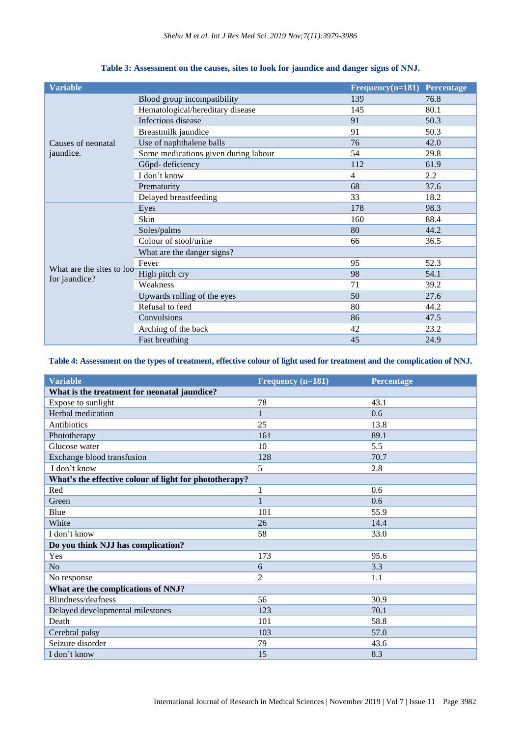**Table 3: Assessment on the causes, sites to look for jaundice and danger signs of NNJ.**

| Variable | | Frequency(n=181) | Percentage |
|---|---|---|---|
| Causes of neonatal jaundice. | Blood group incompatibility | 139 | 76.8 |
| | Hematological/hereditary disease | 145 | 80.1 |
| | Infectious disease | 91 | 50.3 |
| | Breastmilk jaundice | 91 | 50.3 |
| | Use of naphthalene balls | 76 | 42.0 |
| | Some medications given during labour | 54 | 29.8 |
| | G6pd- deficiency | 112 | 61.9 |
| | I don't know | 4 | 2.2 |
| | Prematurity | 68 | 37.6 |
| | Delayed breastfeeding | 33 | 18.2 |
| What are the sites to look for jaundice? | Eyes | 178 | 98.3 |
| | Skin | 160 | 88.4 |
| | Soles/palms | 80 | 44.2 |
| | Colour of stool/urine | 66 | 36.5 |
| | What are the danger signs? | | |
| | Fever | 95 | 52.3 |
| | High pitch cry | 98 | 54.1 |
| | Weakness | 71 | 39.2 |
| | Upwards rolling of the eyes | 50 | 27.6 |
| | Refusal to feed | 80 | 44.2 |
| | Convulsions | 86 | 47.5 |
| | Arching of the back | 42 | 23.2 |
| | Fast breathing | 45 | 24.9 |

**Table 4: Assessment on the types of treatment, effective colour of light used for treatment and the complication of NNJ.**

| Variable | Frequency (n=181) | Percentage |
|---|---|---|
| **What is the treatment for neonatal jaundice?** | | |
| Expose to sunlight | 78 | 43.1 |
| Herbal medication | 1 | 0.6 |
| Antibiotics | 25 | 13.8 |
| Phototherapy | 161 | 89.1 |
| Glucose water | 10 | 5.5 |
| Exchange blood transfusion | 128 | 70.7 |
| I don't know | 5 | 2.8 |
| **What's the effective colour of light for phototherapy?** | | |
| Red | 1 | 0.6 |
| Green | 1 | 0.6 |
| Blue | 101 | 55.9 |
| White | 26 | 14.4 |
| I don't know | 58 | 33.0 |
| **Do you think NJJ has complication?** | | |
| Yes | 173 | 95.6 |
| No | 6 | 3.3 |
| No response | 2 | 1.1 |
| **What are the complications of NNJ?** | | |
| Blindness/deafness | 56 | 30.9 |
| Delayed developmental milestones | 123 | 70.1 |
| Death | 101 | 58.8 |
| Cerebral palsy | 103 | 57.0 |
| Seizure disorder | 79 | 43.6 |
| I don't know | 15 | 8.3 |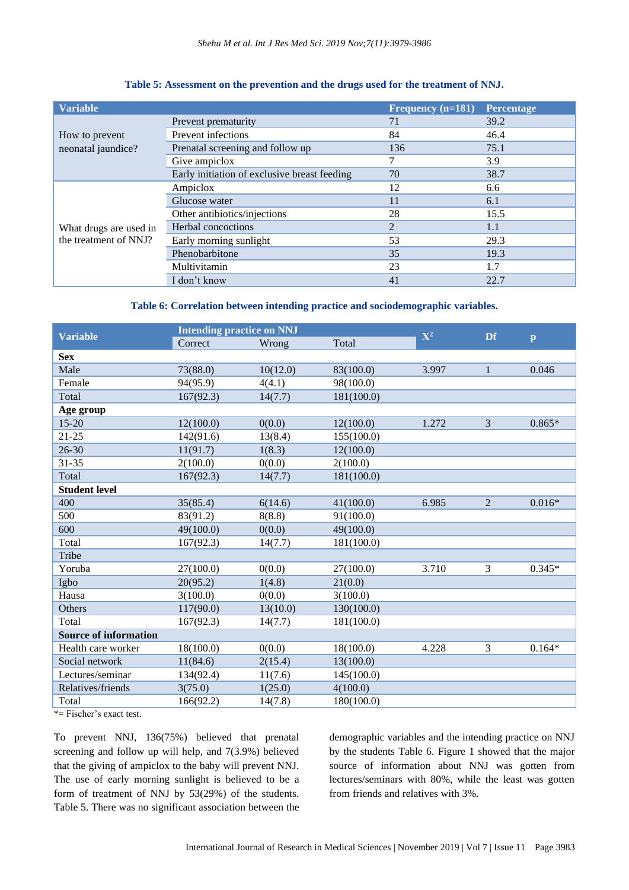**Table 5: Assessment on the prevention and the drugs used for the treatment of NNJ.**

| Variable | | Frequency (n=181) | Percentage |
|---|---|---|---|
| How to prevent neonatal jaundice? | Prevent prematurity | 71 | 39.2 |
| | Prevent infections | 84 | 46.4 |
| | Prenatal screening and follow up | 136 | 75.1 |
| | Give ampiclox | 7 | 3.9 |
| | Early initiation of exclusive breast feeding | 70 | 38.7 |
| What drugs are used in the treatment of NNJ? | Ampiclox | 12 | 6.6 |
| | Glucose water | 11 | 6.1 |
| | Other antibiotics/injections | 28 | 15.5 |
| | Herbal concoctions | 2 | 1.1 |
| | Early morning sunlight | 53 | 29.3 |
| | Phenobarbitone | 35 | 19.3 |
| | Multivitamin | 23 | 1.7 |
| | I don't know | 41 | 22.7 |

**Table 6: Correlation between intending practice and sociodemographic variables.**

| Variable | Intending practice on NNJ | | | $X^2$ | Df | p |
|---|---|---|---|---|---|---|
| | Correct | Wrong | Total | | | |
| **Sex** | | | | | | |
| Male | 73(88.0) | 10(12.0) | 83(100.0) | 3.997 | 1 | 0.046 |
| Female | 94(95.9) | 4(4.1) | 98(100.0) | | | |
| Total | 167(92.3) | 14(7.7) | 181(100.0) | | | |
| **Age group** | | | | | | |
| 15-20 | 12(100.0) | 0(0.0) | 12(100.0) | 1.272 | 3 | 0.865* |
| 21-25 | 142(91.6) | 13(8.4) | 155(100.0) | | | |
| 26-30 | 11(91.7) | 1(8.3) | 12(100.0) | | | |
| 31-35 | 2(100.0) | 0(0.0) | 2(100.0) | | | |
| Total | 167(92.3) | 14(7.7) | 181(100.0) | | | |
| **Student level** | | | | | | |
| 400 | 35(85.4) | 6(14.6) | 41(100.0) | 6.985 | 2 | 0.016* |
| 500 | 83(91.2) | 8(8.8) | 91(100.0) | | | |
| 600 | 49(100.0) | 0(0.0) | 49(100.0) | | | |
| Total | 167(92.3) | 14(7.7) | 181(100.0) | | | |
| Tribe | | | | | | |
| Yoruba | 27(100.0) | 0(0.0) | 27(100.0) | 3.710 | 3 | 0.345* |
| Igbo | 20(95.2) | 1(4.8) | 21(0.0) | | | |
| Hausa | 3(100.0) | 0(0.0) | 3(100.0) | | | |
| Others | 117(90.0) | 13(10.0) | 130(100.0) | | | |
| Total | 167(92.3) | 14(7.7) | 181(100.0) | | | |
| **Source of information** | | | | | | |
| Health care worker | 18(100.0) | 0(0.0) | 18(100.0) | 4.228 | 3 | 0.164* |
| Social network | 11(84.6) | 2(15.4) | 13(100.0) | | | |
| Lectures/seminar | 134(92.4) | 11(7.6) | 145(100.0) | | | |
| Relatives/friends | 3(75.0) | 1(25.0) | 4(100.0) | | | |
| Total | 166(92.2) | 14(7.8) | 180(100.0) | | | |

*= Fischer's exact test.

To prevent NNJ, 136(75%) believed that prenatal screening and follow up will help, and 7(3.9%) believed that the giving of ampiclox to the baby will prevent NNJ. The use of early morning sunlight is believed to be a form of treatment of NNJ by 53(29%) of the students. Table 5. There was no significant association between the demographic variables and the intending practice on NNJ by the students Table 6. Figure 1 showed that the major source of information about NNJ was gotten from lectures/seminars with 80%, while the least was gotten from friends and relatives with 3%.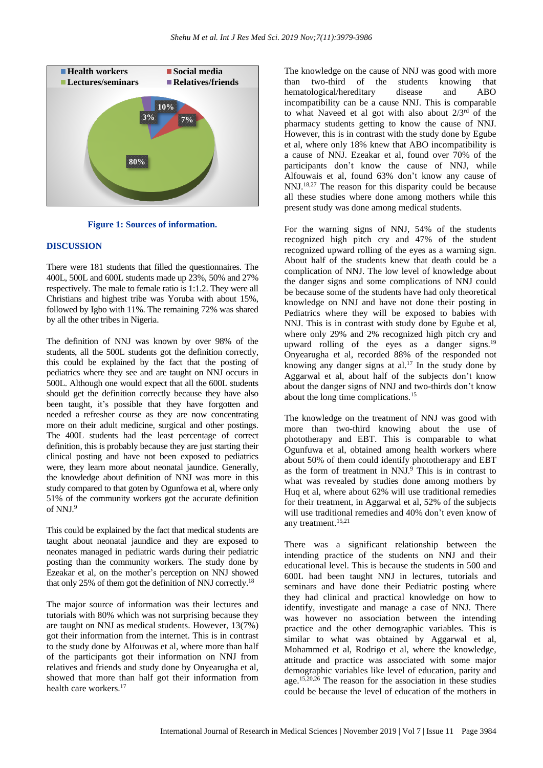Figure 1: Sources of information.

## DISCUSSION

There were 181 students that filled the questionnaires. The 400L, 500L and 600L students made up 23%, 50% and 27% respectively. The male to female ratio is 1:1.2. They were all Christians and highest tribe was Yoruba with about 15%, followed by Igbo with 11%. The remaining 72% was shared by all the other tribes in Nigeria.

The definition of NNJ was known by over 98% of the students, all the 500L students got the definition correctly, this could be explained by the fact that the posting of pediatrics where they see and are taught on NNJ occurs in 500L. Although one would expect that all the 600L students should get the definition correctly because they have also been taught, it's possible that they have forgotten and needed a refresher course as they are now concentrating more on their adult medicine, surgical and other postings. The 400L students had the least percentage of correct definition, this is probably because they are just starting their clinical posting and have not been exposed to pediatrics were, they learn more about neonatal jaundice. Generally, the knowledge about definition of NNJ was more in this study compared to that goten by Ogunfowa et al, where only 51% of the community workers got the accurate definition of NNJ.[9]

This could be explained by the fact that medical students are taught about neonatal jaundice and they are exposed to neonates managed in pediatric wards during their pediatric posting than the community workers. The study done by Ezeakar et al, on the mother's perception on NNJ showed that only 25% of them got the definition of NNJ correctly.[18]

The major source of information was their lectures and tutorials with 80% which was not surprising because they are taught on NNJ as medical students. However, 13(7%) got their information from the internet. This is in contrast to the study done by Alfouwas et al, where more than half of the participants got their information on NNJ from relatives and friends and study done by Onyearugha et al, showed that more than half got their information from health care workers.[17]

The knowledge on the cause of NNJ was good with more than two-third of the students knowing that hematological/hereditary disease and ABO incompatibility can be a cause NNJ. This is comparable to what Naveed et al got with also about 2/3[rd] of the pharmacy students getting to know the cause of NNJ. However, this is in contrast with the study done by Egube et al, where only 18% knew that ABO incompatibility is a cause of NNJ. Ezeakar et al, found over 70% of the participants don't know the cause of NNJ, while Alfouwais et al, found 63% don't know any cause of NNJ.[18,27] The reason for this disparity could be because all these studies where done among mothers while this present study was done among medical students.

For the warning signs of NNJ, 54% of the students recognized high pitch cry and 47% of the student recognized upward rolling of the eyes as a warning sign. About half of the students knew that death could be a complication of NNJ. The low level of knowledge about the danger signs and some complications of NNJ could be because some of the students have had only theoretical knowledge on NNJ and have not done their posting in Pediatrics where they will be exposed to babies with NNJ. This is in contrast with study done by Egube et al, where only 29% and 2% recognized high pitch cry and upward rolling of the eyes as a danger signs.[19] Onyearugha et al, recorded 88% of the responded not knowing any danger signs at al.[17] In the study done by Aggarwal et al, about half of the subjects don't know about the danger signs of NNJ and two-thirds don't know about the long time complications.[15]

The knowledge on the treatment of NNJ was good with more than two-third knowing about the use of phototherapy and EBT. This is comparable to what Ogunfuwa et al, obtained among health workers where about 50% of them could identify phototherapy and EBT as the form of treatment in NNJ.[9] This is in contrast to what was revealed by studies done among mothers by Huq et al, where about 62% will use traditional remedies for their treatment, in Aggarwal et al, 52% of the subjects will use traditional remedies and 40% don't even know of any treatment.[15,21]

There was a significant relationship between the intending practice of the students on NNJ and their educational level. This is because the students in 500 and 600L had been taught NNJ in lectures, tutorials and seminars and have done their Pediatric posting where they had clinical and practical knowledge on how to identify, investigate and manage a case of NNJ. There was however no association between the intending practice and the other demographic variables. This is similar to what was obtained by Aggarwal et al, Mohammed et al, Rodrigo et al, where the knowledge, attitude and practice was associated with some major demographic variables like level of education, parity and age.[15,20,26] The reason for the association in these studies could be because the level of education of the mothers in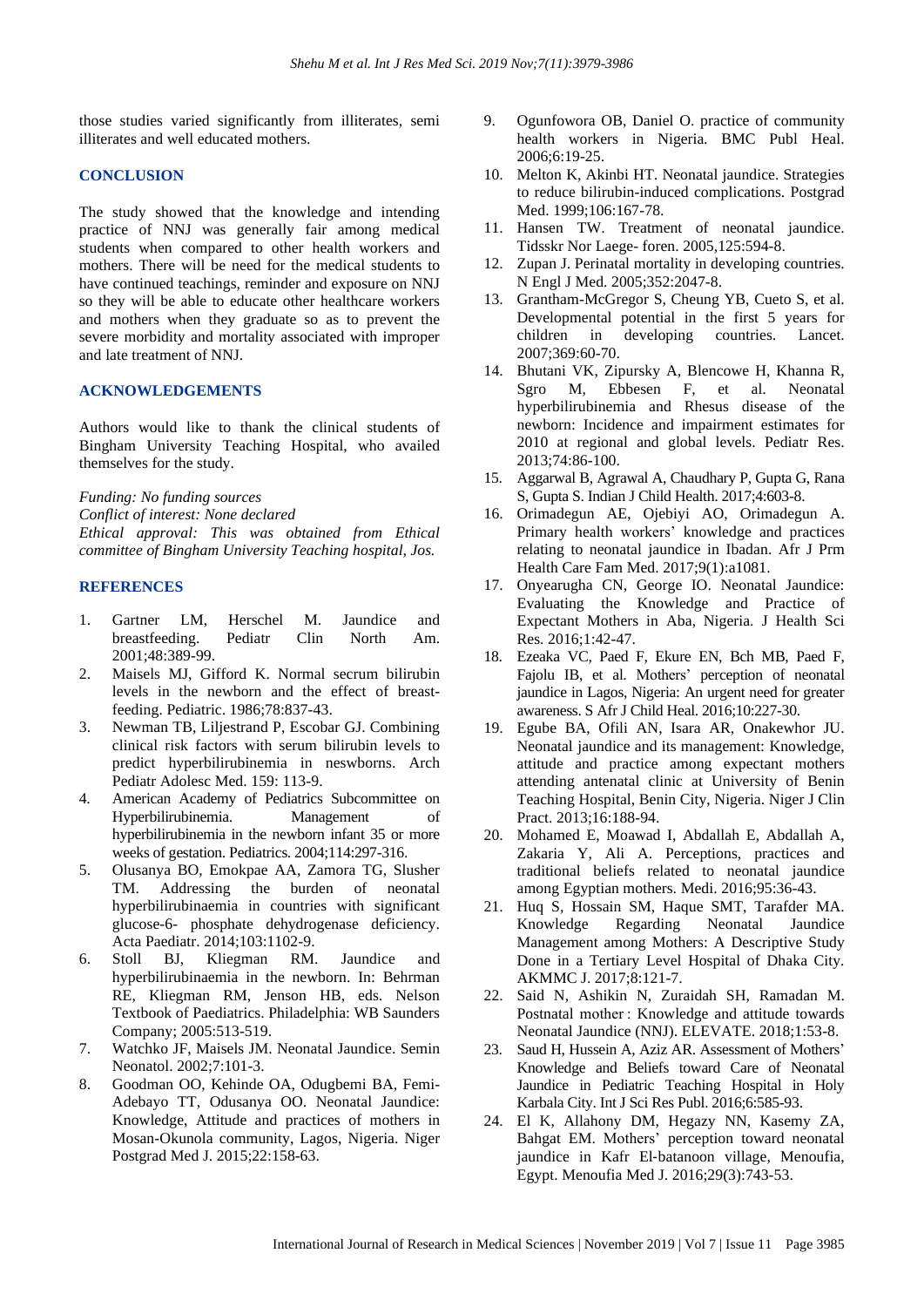those studies varied significantly from illiterates, semi illiterates and well educated mothers.

## CONCLUSION

The study showed that the knowledge and intending practice of NNJ was generally fair among medical students when compared to other health workers and mothers. There will be need for the medical students to have continued teachings, reminder and exposure on NNJ so they will be able to educate other healthcare workers and mothers when they graduate so as to prevent the severe morbidity and mortality associated with improper and late treatment of NNJ.

## ACKNOWLEDGEMENTS

Authors would like to thank the clinical students of Bingham University Teaching Hospital, who availed themselves for the study.

*Funding: No funding sources*
*Conflict of interest: None declared*
*Ethical approval: This was obtained from Ethical committee of Bingham University Teaching hospital, Jos.*

## REFERENCES

1. Gartner LM, Herschel M. Jaundice and breastfeeding. Pediatr Clin North Am. 2001;48:389-99.
2. Maisels MJ, Gifford K. Normal secrum bilirubin levels in the newborn and the effect of breast-feeding. Pediatric. 1986;78:837-43.
3. Newman TB, Liljestrand P, Escobar GJ. Combining clinical risk factors with serum bilirubin levels to predict hyperbilirubinemia in neswborns. Arch Pediatr Adolesc Med. 159: 113-9.
4. American Academy of Pediatrics Subcommittee on Hyperbilirubinemia. Management of hyperbilirubinemia in the newborn infant 35 or more weeks of gestation. Pediatrics. 2004;114:297-316.
5. Olusanya BO, Emokpae AA, Zamora TG, Slusher TM. Addressing the burden of neonatal hyperbilirubinaemia in countries with significant glucose-6- phosphate dehydrogenase deficiency. Acta Paediatr. 2014;103:1102-9.
6. Stoll BJ, Kliegman RM. Jaundice and hyperbilirubinaemia in the newborn. In: Behrman RE, Kliegman RM, Jenson HB, eds. Nelson Textbook of Paediatrics. Philadelphia: WB Saunders Company; 2005:513-519.
7. Watchko JF, Maisels JM. Neonatal Jaundice. Semin Neonatol. 2002;7:101-3.
8. Goodman OO, Kehinde OA, Odugbemi BA, Femi-Adebayo TT, Odusanya OO. Neonatal Jaundice: Knowledge, Attitude and practices of mothers in Mosan-Okunola community, Lagos, Nigeria. Niger Postgrad Med J. 2015;22:158-63.
9. Ogunfowora OB, Daniel O. practice of community health workers in Nigeria. BMC Publ Heal. 2006;6:19-25.
10. Melton K, Akinbi HT. Neonatal jaundice. Strategies to reduce bilirubin-induced complications. Postgrad Med. 1999;106:167-78.
11. Hansen TW. Treatment of neonatal jaundice. Tidsskr Nor Laege- foren. 2005,125:594-8.
12. Zupan J. Perinatal mortality in developing countries. N Engl J Med. 2005;352:2047-8.
13. Grantham-McGregor S, Cheung YB, Cueto S, et al. Developmental potential in the first 5 years for children in developing countries. Lancet. 2007;369:60-70.
14. Bhutani VK, Zipursky A, Blencowe H, Khanna R, Sgro M, Ebbesen F, et al. Neonatal hyperbilirubinemia and Rhesus disease of the newborn: Incidence and impairment estimates for 2010 at regional and global levels. Pediatr Res. 2013;74:86-100.
15. Aggarwal B, Agrawal A, Chaudhary P, Gupta G, Rana S, Gupta S. Indian J Child Health. 2017;4:603-8.
16. Orimadegun AE, Ojebiyi AO, Orimadegun A. Primary health workers' knowledge and practices relating to neonatal jaundice in Ibadan. Afr J Prm Health Care Fam Med. 2017;9(1):a1081.
17. Onyearugha CN, George IO. Neonatal Jaundice: Evaluating the Knowledge and Practice of Expectant Mothers in Aba, Nigeria. J Health Sci Res. 2016;1:42-47.
18. Ezeaka VC, Paed F, Ekure EN, Bch MB, Paed F, Fajolu IB, et al. Mothers' perception of neonatal jaundice in Lagos, Nigeria: An urgent need for greater awareness. S Afr J Child Heal. 2016;10:227-30.
19. Egube BA, Ofili AN, Isara AR, Onakewhor JU. Neonatal jaundice and its management: Knowledge, attitude and practice among expectant mothers attending antenatal clinic at University of Benin Teaching Hospital, Benin City, Nigeria. Niger J Clin Pract. 2013;16:188-94.
20. Mohamed E, Moawad I, Abdallah E, Abdallah A, Zakaria Y, Ali A. Perceptions, practices and traditional beliefs related to neonatal jaundice among Egyptian mothers. Medi. 2016;95:36-43.
21. Huq S, Hossain SM, Haque SMT, Tarafder MA. Knowledge Regarding Neonatal Jaundice Management among Mothers: A Descriptive Study Done in a Tertiary Level Hospital of Dhaka City. AKMMC J. 2017;8:121-7.
22. Said N, Ashikin N, Zuraidah SH, Ramadan M. Postnatal mother : Knowledge and attitude towards Neonatal Jaundice (NNJ). ELEVATE. 2018;1:53-8.
23. Saud H, Hussein A, Aziz AR. Assessment of Mothers' Knowledge and Beliefs toward Care of Neonatal Jaundice in Pediatric Teaching Hospital in Holy Karbala City. Int J Sci Res Publ. 2016;6:585-93.
24. El K, Allahony DM, Hegazy NN, Kasemy ZA, Bahgat EM. Mothers' perception toward neonatal jaundice in Kafr El-batanoon village, Menoufia, Egypt. Menoufia Med J. 2016;29(3):743-53.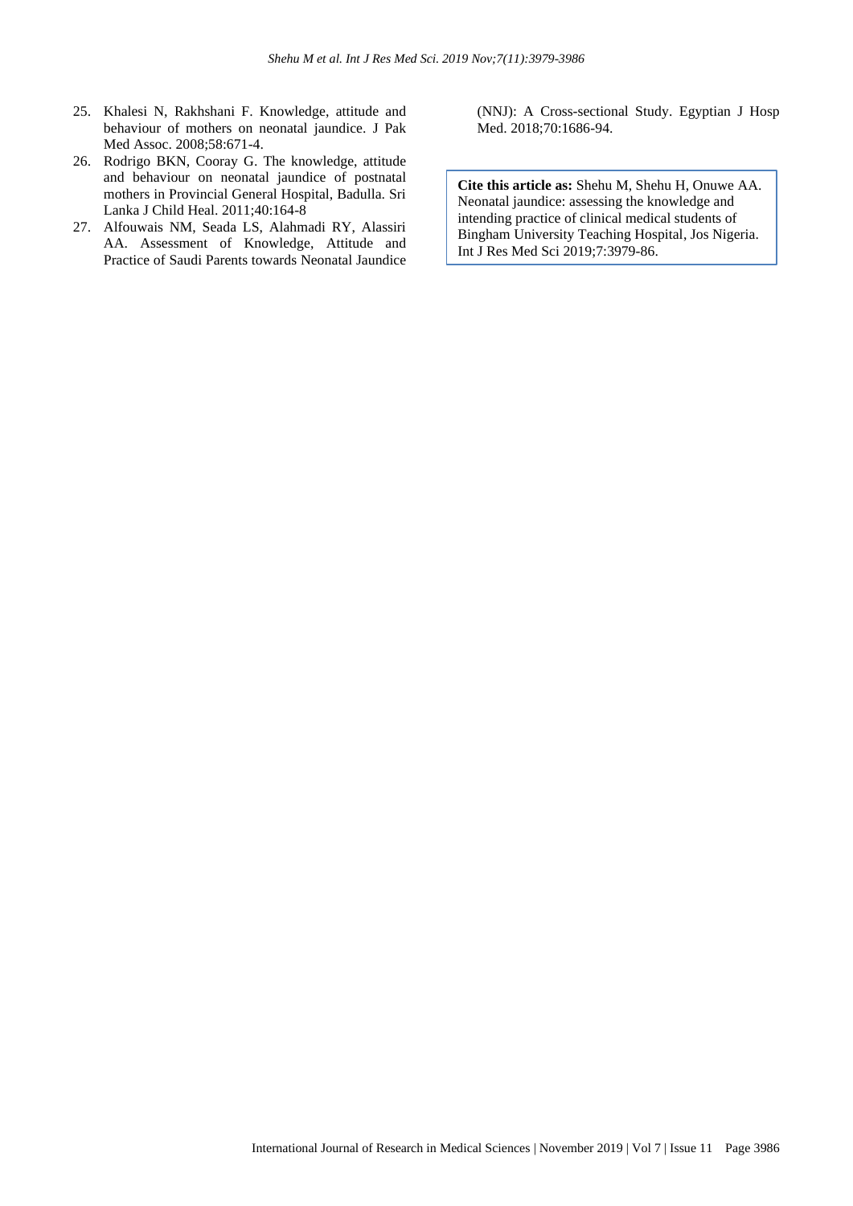25. Khalesi N, Rakhshani F. Knowledge, attitude and behaviour of mothers on neonatal jaundice. J Pak Med Assoc. 2008;58:671-4.
26. Rodrigo BKN, Cooray G. The knowledge, attitude and behaviour on neonatal jaundice of postnatal mothers in Provincial General Hospital, Badulla. Sri Lanka J Child Heal. 2011;40:164-8
27. Alfouwais NM, Seada LS, Alahmadi RY, Alassiri AA. Assessment of Knowledge, Attitude and Practice of Saudi Parents towards Neonatal Jaundice (NNJ): A Cross-sectional Study. Egyptian J Hosp Med. 2018;70:1686-94.

**Cite this article as:** Shehu M, Shehu H, Onuwe AA. Neonatal jaundice: assessing the knowledge and intending practice of clinical medical students of Bingham University Teaching Hospital, Jos Nigeria. Int J Res Med Sci 2019;7:3979-86.